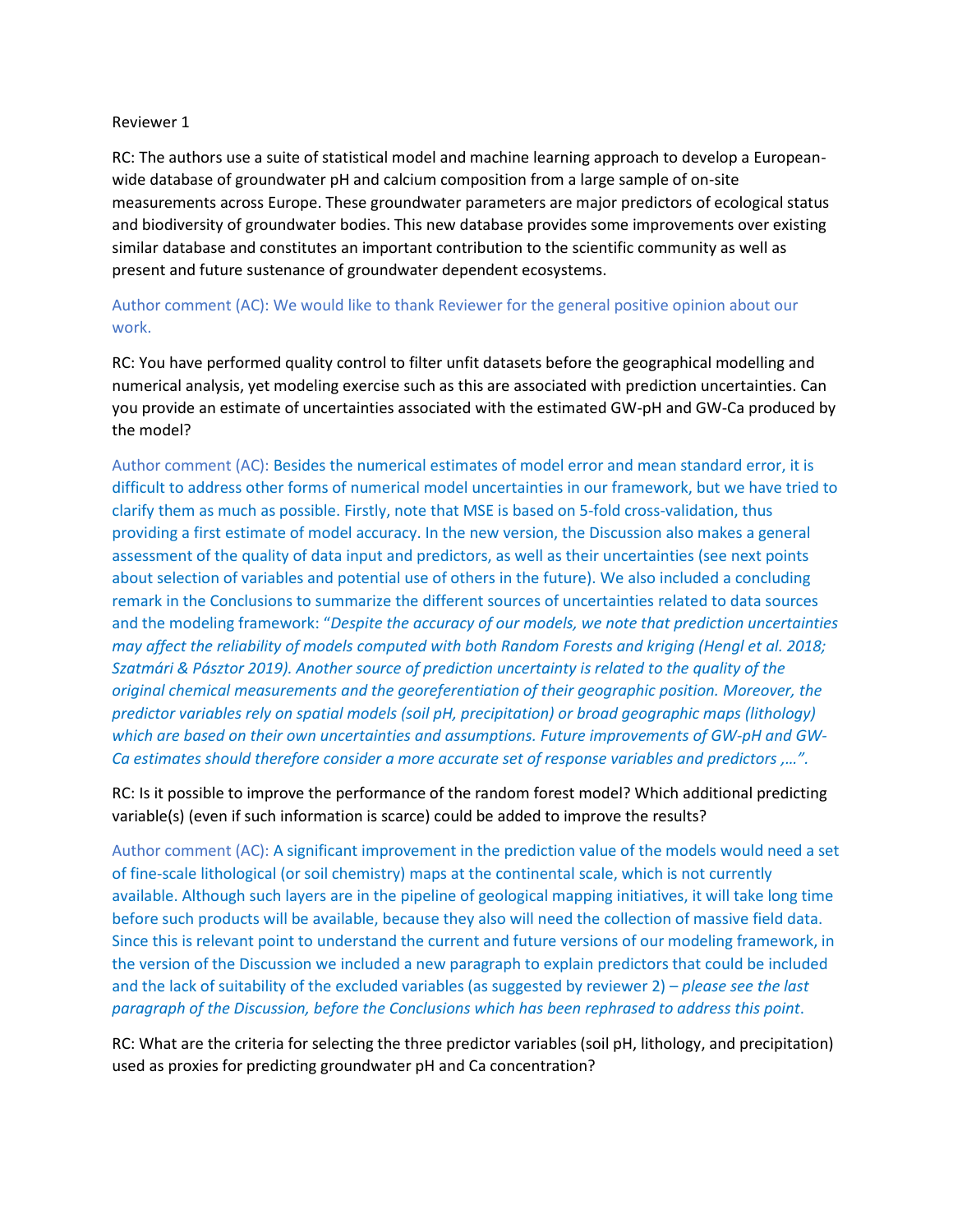Reviewer 1

RC: The authors use a suite of statistical model and machine learning approach to develop a European-wide database of groundwater pH and calcium composition from a large sample of on-site measurements across Europe. These groundwater parameters are major predictors of ecological status and biodiversity of groundwater bodies. This new database provides some improvements over existing similar database and constitutes an important contribution to the scientific community as well as present and future sustenance of groundwater dependent ecosystems.

Author comment (AC): We would like to thank Reviewer for the general positive opinion about our work.

RC: You have performed quality control to filter unfit datasets before the geographical modelling and numerical analysis, yet modeling exercise such as this are associated with prediction uncertainties. Can you provide an estimate of uncertainties associated with the estimated GW-pH and GW-Ca produced by the model?

Author comment (AC): Besides the numerical estimates of model error and mean standard error, it is difficult to address other forms of numerical model uncertainties in our framework, but we have tried to clarify them as much as possible. Firstly, note that MSE is based on 5-fold cross-validation, thus providing a first estimate of model accuracy. In the new version, the Discussion also makes a general assessment of the quality of data input and predictors, as well as their uncertainties (see next points about selection of variables and potential use of others in the future). We also included a concluding remark in the Conclusions to summarize the different sources of uncertainties related to data sources and the modeling framework: "*Despite the accuracy of our models, we note that prediction uncertainties may affect the reliability of models computed with both Random Forests and kriging (Hengl et al. 2018; Szatmári & Pásztor 2019). Another source of prediction uncertainty is related to the quality of the original chemical measurements and the georeferentiation of their geographic position. Moreover, the predictor variables rely on spatial models (soil pH, precipitation) or broad geographic maps (lithology) which are based on their own uncertainties and assumptions. Future improvements of GW-pH and GW-Ca estimates should therefore consider a more accurate set of response variables and predictors ,…*".

RC: Is it possible to improve the performance of the random forest model? Which additional predicting variable(s) (even if such information is scarce) could be added to improve the results?

Author comment (AC): A significant improvement in the prediction value of the models would need a set of fine-scale lithological (or soil chemistry) maps at the continental scale, which is not currently available. Although such layers are in the pipeline of geological mapping initiatives, it will take long time before such products will be available, because they also will need the collection of massive field data. Since this is relevant point to understand the current and future versions of our modeling framework, in the version of the Discussion we included a new paragraph to explain predictors that could be included and the lack of suitability of the excluded variables (as suggested by reviewer 2) – *please see the last paragraph of the Discussion, before the Conclusions which has been rephrased to address this point*.

RC: What are the criteria for selecting the three predictor variables (soil pH, lithology, and precipitation) used as proxies for predicting groundwater pH and Ca concentration?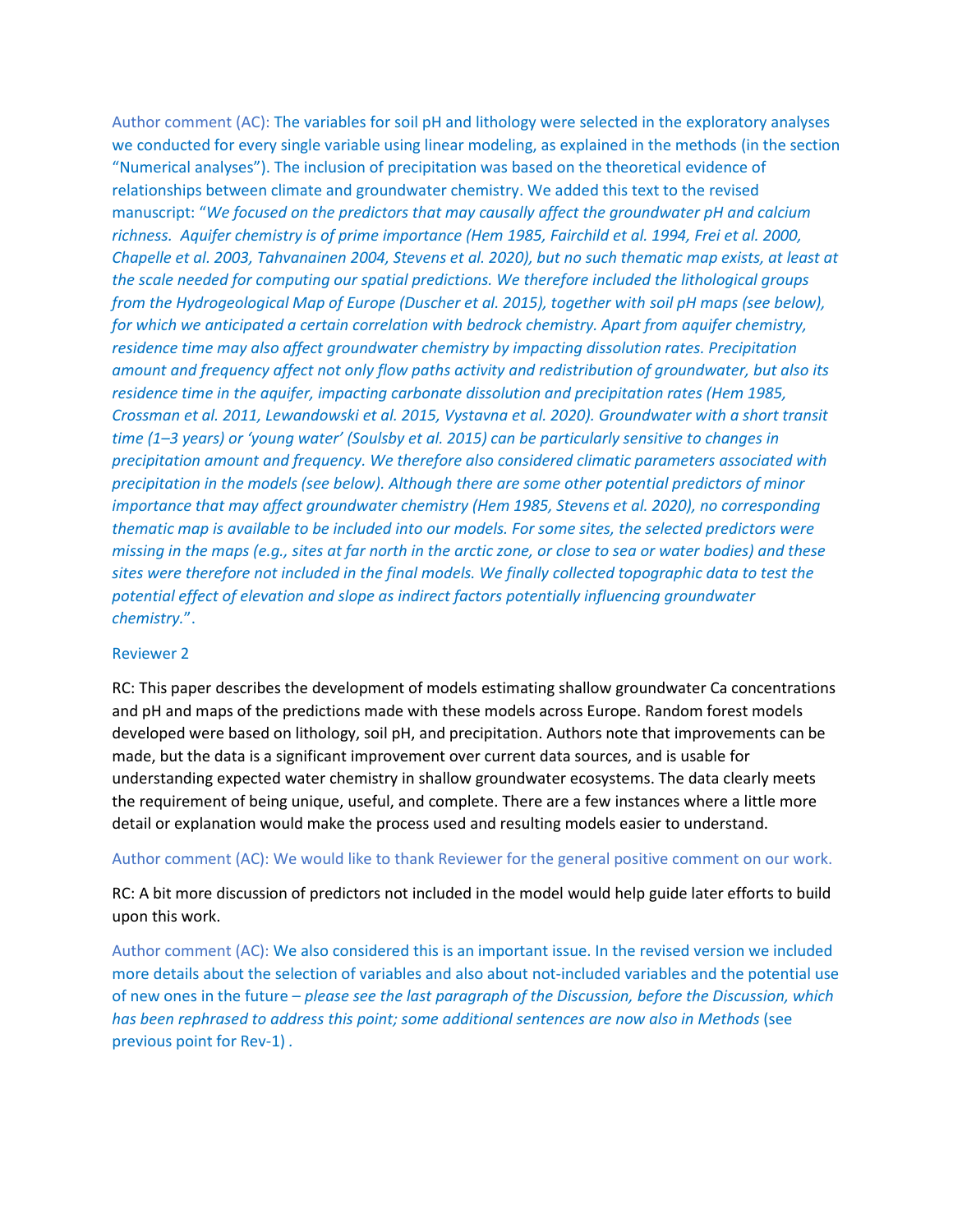Author comment (AC): The variables for soil pH and lithology were selected in the exploratory analyses we conducted for every single variable using linear modeling, as explained in the methods (in the section "Numerical analyses"). The inclusion of precipitation was based on the theoretical evidence of relationships between climate and groundwater chemistry. We added this text to the revised manuscript: "*We focused on the predictors that may causally affect the groundwater pH and calcium richness. Aquifer chemistry is of prime importance (Hem 1985, Fairchild et al. 1994, Frei et al. 2000, Chapelle et al. 2003, Tahvanainen 2004, Stevens et al. 2020), but no such thematic map exists, at least at the scale needed for computing our spatial predictions. We therefore included the lithological groups from the Hydrogeological Map of Europe (Duscher et al. 2015), together with soil pH maps (see below), for which we anticipated a certain correlation with bedrock chemistry. Apart from aquifer chemistry, residence time may also affect groundwater chemistry by impacting dissolution rates. Precipitation amount and frequency affect not only flow paths activity and redistribution of groundwater, but also its residence time in the aquifer, impacting carbonate dissolution and precipitation rates (Hem 1985, Crossman et al. 2011, Lewandowski et al. 2015, Vystavna et al. 2020). Groundwater with a short transit time (1–3 years) or 'young water' (Soulsby et al. 2015) can be particularly sensitive to changes in precipitation amount and frequency. We therefore also considered climatic parameters associated with precipitation in the models (see below). Although there are some other potential predictors of minor importance that may affect groundwater chemistry (Hem 1985, Stevens et al. 2020), no corresponding thematic map is available to be included into our models. For some sites, the selected predictors were missing in the maps (e.g., sites at far north in the arctic zone, or close to sea or water bodies) and these sites were therefore not included in the final models. We finally collected topographic data to test the potential effect of elevation and slope as indirect factors potentially influencing groundwater chemistry.*".

Reviewer 2

RC: This paper describes the development of models estimating shallow groundwater Ca concentrations and pH and maps of the predictions made with these models across Europe. Random forest models developed were based on lithology, soil pH, and precipitation. Authors note that improvements can be made, but the data is a significant improvement over current data sources, and is usable for understanding expected water chemistry in shallow groundwater ecosystems. The data clearly meets the requirement of being unique, useful, and complete. There are a few instances where a little more detail or explanation would make the process used and resulting models easier to understand.

Author comment (AC): We would like to thank Reviewer for the general positive comment on our work.

RC: A bit more discussion of predictors not included in the model would help guide later efforts to build upon this work.

Author comment (AC): We also considered this is an important issue. In the revised version we included more details about the selection of variables and also about not-included variables and the potential use of new ones in the future – *please see the last paragraph of the Discussion, before the Discussion, which has been rephrased to address this point; some additional sentences are now also in Methods* (see previous point for Rev-1) .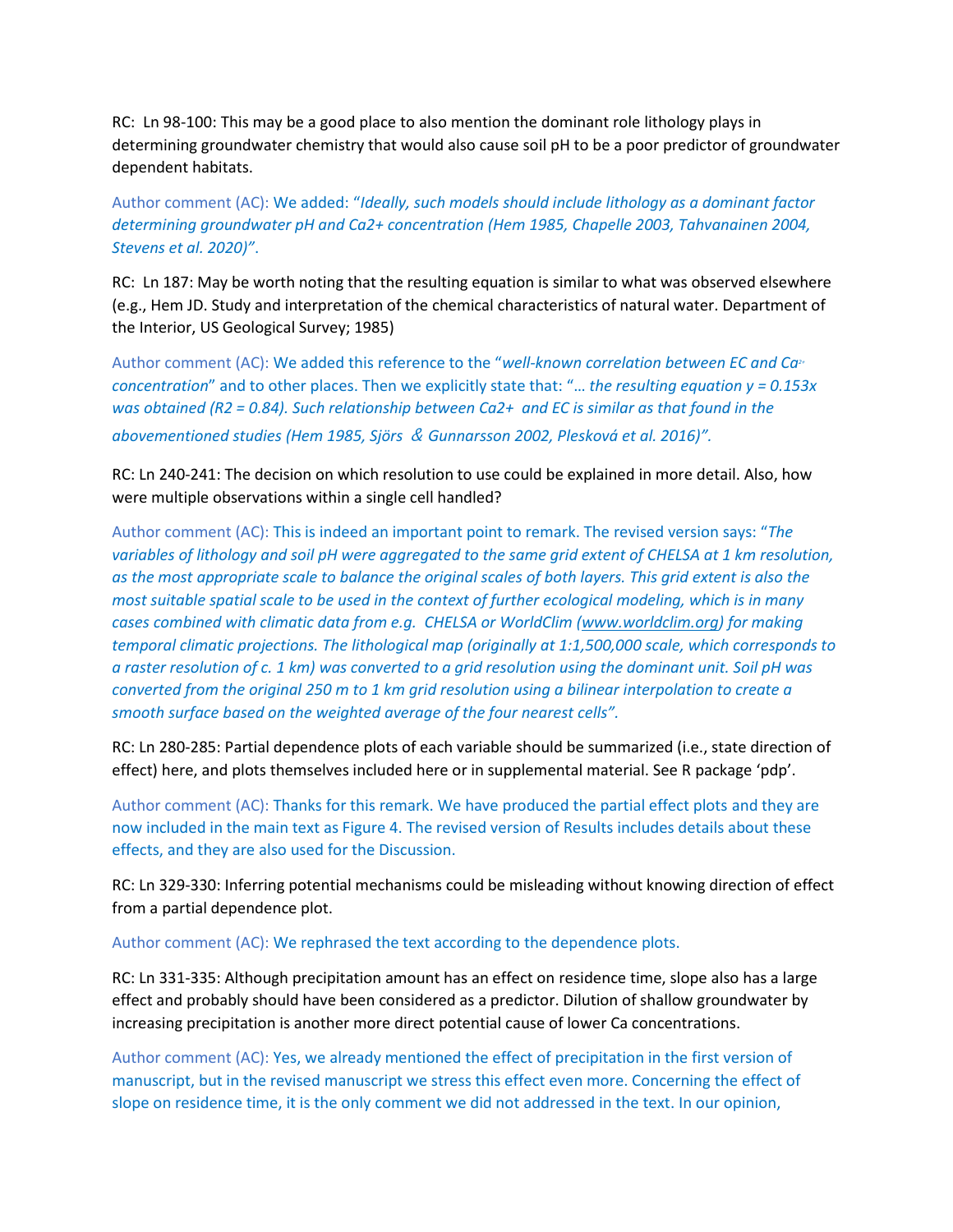RC: Ln 98-100: This may be a good place to also mention the dominant role lithology plays in determining groundwater chemistry that would also cause soil pH to be a poor predictor of groundwater dependent habitats.

Author comment (AC): We added: "*Ideally, such models should include lithology as a dominant factor determining groundwater pH and Ca2+ concentration (Hem 1985, Chapelle 2003, Tahvanainen 2004, Stevens et al. 2020)*".

RC: Ln 187: May be worth noting that the resulting equation is similar to what was observed elsewhere (e.g., Hem JD. Study and interpretation of the chemical characteristics of natural water. Department of the Interior, US Geological Survey; 1985)

Author comment (AC): We added this reference to the "*well-known correlation between EC and $Ca^{2+}$ concentration*" and to other places. Then we explicitly state that: "*… the resulting equation $y = 0.153x$ was obtained ($R^2 = 0.84$). Such relationship between $Ca^{2+}$ and EC is similar as that found in the abovementioned studies (Hem 1985, Sjörs & Gunnarsson 2002, Plesková et al. 2016)*".

RC: Ln 240-241: The decision on which resolution to use could be explained in more detail. Also, how were multiple observations within a single cell handled?

Author comment (AC): This is indeed an important point to remark. The revised version says: "*The variables of lithology and soil pH were aggregated to the same grid extent of CHELSA at 1 km resolution, as the most appropriate scale to balance the original scales of both layers. This grid extent is also the most suitable spatial scale to be used in the context of further ecological modeling, which is in many cases combined with climatic data from e.g. CHELSA or WorldClim (www.worldclim.org) for making temporal climatic projections. The lithological map (originally at 1:1,500,000 scale, which corresponds to a raster resolution of c. 1 km) was converted to a grid resolution using the dominant unit. Soil pH was converted from the original 250 m to 1 km grid resolution using a bilinear interpolation to create a smooth surface based on the weighted average of the four nearest cells*".

RC: Ln 280-285: Partial dependence plots of each variable should be summarized (i.e., state direction of effect) here, and plots themselves included here or in supplemental material. See R package 'pdp'.

Author comment (AC): Thanks for this remark. We have produced the partial effect plots and they are now included in the main text as Figure 4. The revised version of Results includes details about these effects, and they are also used for the Discussion.

RC: Ln 329-330: Inferring potential mechanisms could be misleading without knowing direction of effect from a partial dependence plot.

Author comment (AC): We rephrased the text according to the dependence plots.

RC: Ln 331-335: Although precipitation amount has an effect on residence time, slope also has a large effect and probably should have been considered as a predictor. Dilution of shallow groundwater by increasing precipitation is another more direct potential cause of lower Ca concentrations.

Author comment (AC): Yes, we already mentioned the effect of precipitation in the first version of manuscript, but in the revised manuscript we stress this effect even more. Concerning the effect of slope on residence time, it is the only comment we did not addressed in the text. In our opinion,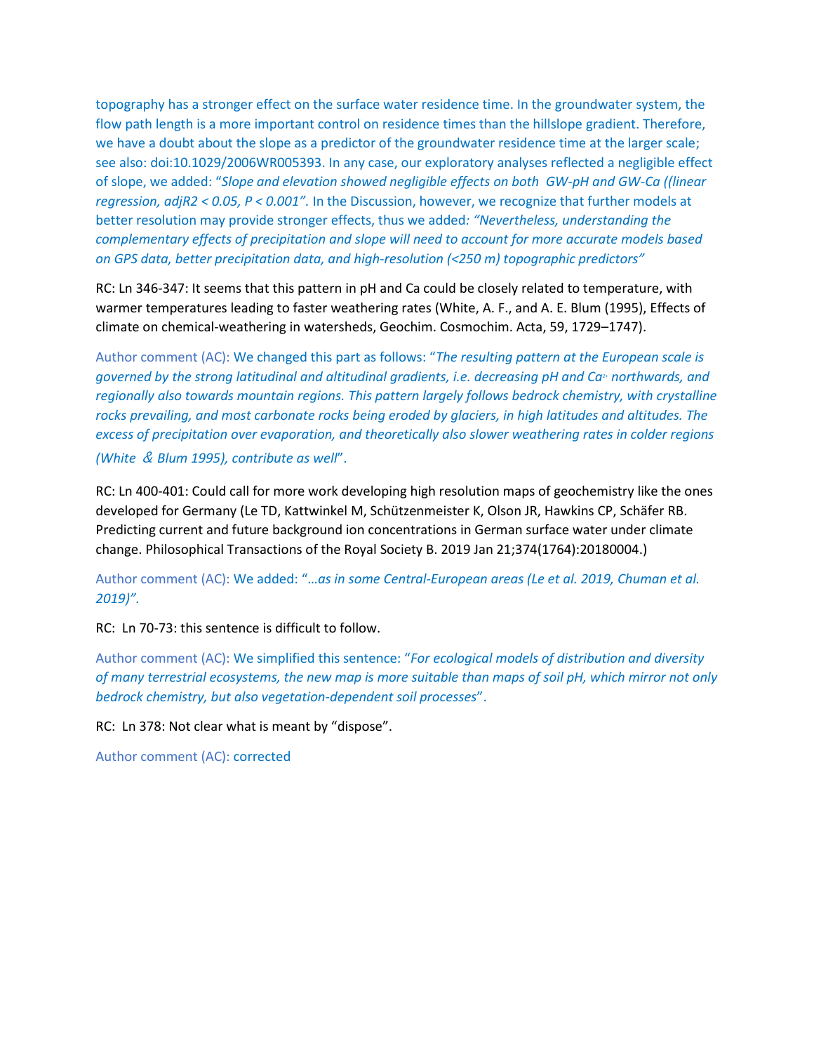topography has a stronger effect on the surface water residence time. In the groundwater system, the flow path length is a more important control on residence times than the hillslope gradient. Therefore, we have a doubt about the slope as a predictor of the groundwater residence time at the larger scale; see also: doi:10.1029/2006WR005393. In any case, our exploratory analyses reflected a negligible effect of slope, we added: "*Slope and elevation showed negligible effects on both GW-pH and GW-Ca ((linear regression, adj$R^2$ < 0.05, $P < 0.001$"*. In the Discussion, however, we recognize that further models at better resolution may provide stronger effects, thus we added*: "Nevertheless, understanding the complementary effects of precipitation and slope will need to account for more accurate models based on GPS data, better precipitation data, and high-resolution (<250 m) topographic predictors"*

RC: Ln 346-347: It seems that this pattern in pH and Ca could be closely related to temperature, with warmer temperatures leading to faster weathering rates (White, A. F., and A. E. Blum (1995), Effects of climate on chemical-weathering in watersheds, Geochim. Cosmochim. Acta, 59, 1729–1747).

Author comment (AC): We changed this part as follows: "*The resulting pattern at the European scale is governed by the strong latitudinal and altitudinal gradients, i.e. decreasing pH and $Ca^{2+}$ northwards, and regionally also towards mountain regions. This pattern largely follows bedrock chemistry, with crystalline rocks prevailing, and most carbonate rocks being eroded by glaciers, in high latitudes and altitudes. The excess of precipitation over evaporation, and theoretically also slower weathering rates in colder regions (White & Blum 1995), contribute as well*".

RC: Ln 400-401: Could call for more work developing high resolution maps of geochemistry like the ones developed for Germany (Le TD, Kattwinkel M, Schützenmeister K, Olson JR, Hawkins CP, Schäfer RB. Predicting current and future background ion concentrations in German surface water under climate change. Philosophical Transactions of the Royal Society B. 2019 Jan 21;374(1764):20180004.)

Author comment (AC): We added: "*…as in some Central-European areas (Le et al. 2019, Chuman et al. 2019)".*

RC: Ln 70-73: this sentence is difficult to follow.

Author comment (AC): We simplified this sentence: "*For ecological models of distribution and diversity of many terrestrial ecosystems, the new map is more suitable than maps of soil pH, which mirror not only bedrock chemistry, but also vegetation-dependent soil processes*".

RC: Ln 378: Not clear what is meant by "dispose".

Author comment (AC): corrected